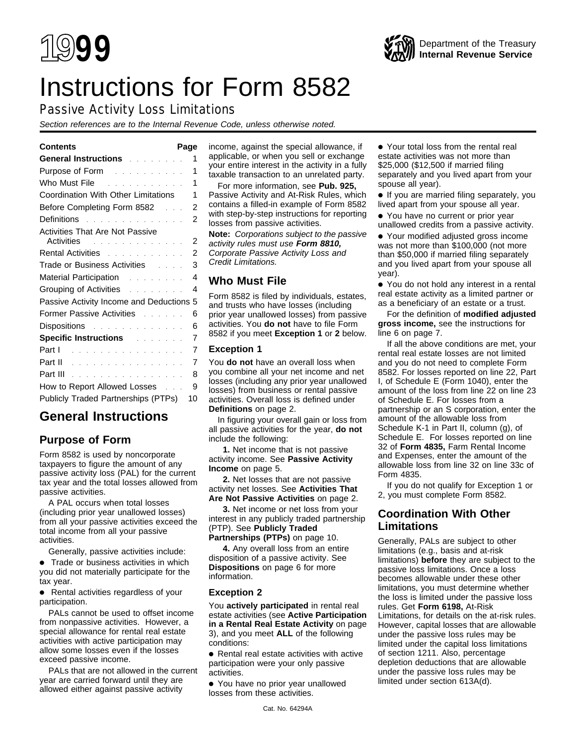# 1999

Department of the Treasury
**Internal Revenue Service**

# Instructions for Form 8582

## Passive Activity Loss Limitations

*Section references are to the Internal Revenue Code, unless otherwise noted.*

| Contents | Page |
|---|---|
| **General Instructions** | 1 |
| Purpose of Form | 1 |
| Who Must File | 1 |
| Coordination With Other Limitations | 1 |
| Before Completing Form 8582 | 2 |
| Definitions | 2 |
| Activities That Are Not Passive Activities | 2 |
| Rental Activities | 2 |
| Trade or Business Activities | 3 |
| Material Participation | 4 |
| Grouping of Activities | 4 |
| Passive Activity Income and Deductions | 5 |
| Former Passive Activities | 6 |
| Dispositions | 6 |
| **Specific Instructions** | 7 |
| Part I | 7 |
| Part II | 7 |
| Part III | 8 |
| How to Report Allowed Losses | 9 |
| Publicly Traded Partnerships (PTPs) | 10 |

## General Instructions

### Purpose of Form

Form 8582 is used by noncorporate taxpayers to figure the amount of any passive activity loss (PAL) for the current tax year and the total losses allowed from passive activities.

A PAL occurs when total losses (including prior year unallowed losses) from all your passive activities exceed the total income from all your passive activities.

Generally, passive activities include:

- Trade or business activities in which you did not materially participate for the tax year.
- Rental activities regardless of your participation.

PALs cannot be used to offset income from nonpassive activities. However, a special allowance for rental real estate activities with active participation may allow some losses even if the losses exceed passive income.

PALs that are not allowed in the current year are carried forward until they are allowed either against passive activity income, against the special allowance, if applicable, or when you sell or exchange your entire interest in the activity in a fully taxable transaction to an unrelated party.

For more information, see **Pub. 925,** Passive Activity and At-Risk Rules, which contains a filled-in example of Form 8582 with step-by-step instructions for reporting losses from passive activities.

**Note:** *Corporations subject to the passive activity rules must use* ***Form 8810,*** *Corporate Passive Activity Loss and Credit Limitations.*

### Who Must File

Form 8582 is filed by individuals, estates, and trusts who have losses (including prior year unallowed losses) from passive activities. You **do not** have to file Form 8582 if you meet **Exception 1** or **2** below.

#### Exception 1

You **do not** have an overall loss when you combine all your net income and net losses (including any prior year unallowed losses) from business or rental passive activities. Overall loss is defined under **Definitions** on page 2.

In figuring your overall gain or loss from all passive activities for the year, **do not** include the following:

**1.** Net income that is not passive activity income. See **Passive Activity Income** on page 5.

**2.** Net losses that are not passive activity net losses. See **Activities That Are Not Passive Activities** on page 2.

**3.** Net income or net loss from your interest in any publicly traded partnership (PTP). See **Publicly Traded Partnerships (PTPs)** on page 10.

**4.** Any overall loss from an entire disposition of a passive activity. See **Dispositions** on page 6 for more information.

#### Exception 2

You **actively participated** in rental real estate activities (see **Active Participation in a Rental Real Estate Activity** on page 3), and you meet **ALL** of the following conditions:

- Rental real estate activities with active participation were your only passive activities.
- You have no prior year unallowed losses from these activities.
- Your total loss from the rental real estate activities was not more than $25,000 ($12,500 if married filing separately and you lived apart from your spouse all year).
- If you are married filing separately, you lived apart from your spouse all year.
- You have no current or prior year unallowed credits from a passive activity.
- Your modified adjusted gross income was not more than $100,000 (not more than $50,000 if married filing separately and you lived apart from your spouse all year).
- You do not hold any interest in a rental real estate activity as a limited partner or as a beneficiary of an estate or a trust.

For the definition of **modified adjusted gross income,** see the instructions for line 6 on page 7.

If all the above conditions are met, your rental real estate losses are not limited and you do not need to complete Form 8582. For losses reported on line 22, Part I, of Schedule E (Form 1040), enter the amount of the loss from line 22 on line 23 of Schedule E. For losses from a partnership or an S corporation, enter the amount of the allowable loss from Schedule K-1 in Part II, column (g), of Schedule E. For losses reported on line 32 of **Form 4835,** Farm Rental Income and Expenses, enter the amount of the allowable loss from line 32 on line 33c of Form 4835.

If you do not qualify for Exception 1 or 2, you must complete Form 8582.

### Coordination With Other Limitations

Generally, PALs are subject to other limitations (e.g., basis and at-risk limitations) **before** they are subject to the passive loss limitations. Once a loss becomes allowable under these other limitations, you must determine whether the loss is limited under the passive loss rules. Get **Form 6198,** At-Risk Limitations, for details on the at-risk rules. However, capital losses that are allowable under the passive loss rules may be limited under the capital loss limitations of section 1211. Also, percentage depletion deductions that are allowable under the passive loss rules may be limited under section 613A(d).

Cat. No. 64294A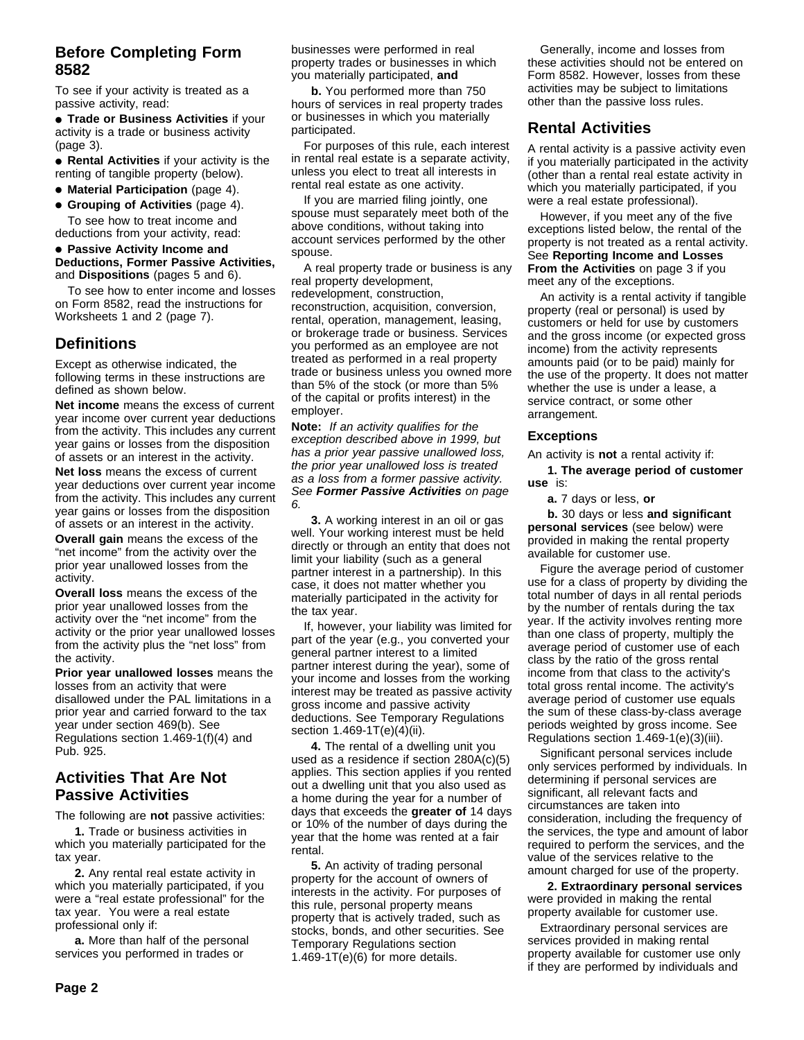## Before Completing Form 8582

To see if your activity is treated as a passive activity, read:

- **Trade or Business Activities** if your activity is a trade or business activity (page 3).
- **Rental Activities** if your activity is the renting of tangible property (below).
- **Material Participation** (page 4).
- **Grouping of Activities** (page 4).

To see how to treat income and deductions from your activity, read:

- **Passive Activity Income and Deductions, Former Passive Activities,** and **Dispositions** (pages 5 and 6).

To see how to enter income and losses on Form 8582, read the instructions for Worksheets 1 and 2 (page 7).

## Definitions

Except as otherwise indicated, the following terms in these instructions are defined as shown below.

**Net income** means the excess of current year income over current year deductions from the activity. This includes any current year gains or losses from the disposition of assets or an interest in the activity.

**Net loss** means the excess of current year deductions over current year income from the activity. This includes any current year gains or losses from the disposition of assets or an interest in the activity.

**Overall gain** means the excess of the "net income" from the activity over the prior year unallowed losses from the activity.

**Overall loss** means the excess of the prior year unallowed losses from the activity over the "net income" from the activity or the prior year unallowed losses from the activity plus the "net loss" from the activity.

**Prior year unallowed losses** means the losses from an activity that were disallowed under the PAL limitations in a prior year and carried forward to the tax year under section 469(b). See Regulations section 1.469-1(f)(4) and Pub. 925.

## Activities That Are Not Passive Activities

The following are **not** passive activities:

**1.** Trade or business activities in which you materially participated for the tax year.

**2.** Any rental real estate activity in which you materially participated, if you were a "real estate professional" for the tax year. You were a real estate professional only if:

**a.** More than half of the personal services you performed in trades or businesses were performed in real property trades or businesses in which you materially participated, **and**

**b.** You performed more than 750 hours of services in real property trades or businesses in which you materially participated.

For purposes of this rule, each interest in rental real estate is a separate activity, unless you elect to treat all interests in rental real estate as one activity.

If you are married filing jointly, one spouse must separately meet both of the above conditions, without taking into account services performed by the other spouse.

A real property trade or business is any real property development, redevelopment, construction, reconstruction, acquisition, conversion, rental, operation, management, leasing, or brokerage trade or business. Services you performed as an employee are not treated as performed in a real property trade or business unless you owned more than 5% of the stock (or more than 5% of the capital or profits interest) in the employer.

**Note:** *If an activity qualifies for the exception described above in 1999, but has a prior year passive unallowed loss, the prior year unallowed loss is treated as a loss from a former passive activity. See **Former Passive Activities** on page 6.*

**3.** A working interest in an oil or gas well. Your working interest must be held directly or through an entity that does not limit your liability (such as a general partner interest in a partnership). In this case, it does not matter whether you materially participated in the activity for the tax year.

If, however, your liability was limited for part of the year (e.g., you converted your general partner interest to a limited partner interest during the year), some of your income and losses from the working interest may be treated as passive activity gross income and passive activity deductions. See Temporary Regulations section 1.469-1T(e)(4)(ii).

**4.** The rental of a dwelling unit you used as a residence if section 280A(c)(5) applies. This section applies if you rented out a dwelling unit that you also used as a home during the year for a number of days that exceeds the **greater of** 14 days or 10% of the number of days during the year that the home was rented at a fair rental.

**5.** An activity of trading personal property for the account of owners of interests in the activity. For purposes of this rule, personal property means property that is actively traded, such as stocks, bonds, and other securities. See Temporary Regulations section 1.469-1T(e)(6) for more details.

Generally, income and losses from these activities should not be entered on Form 8582. However, losses from these activities may be subject to limitations other than the passive loss rules.

## Rental Activities

A rental activity is a passive activity even if you materially participated in the activity (other than a rental real estate activity in which you materially participated, if you were a real estate professional).

However, if you meet any of the five exceptions listed below, the rental of the property is not treated as a rental activity. See **Reporting Income and Losses From the Activities** on page 3 if you meet any of the exceptions.

An activity is a rental activity if tangible property (real or personal) is used by customers or held for use by customers and the gross income (or expected gross income) from the activity represents amounts paid (or to be paid) mainly for the use of the property. It does not matter whether the use is under a lease, a service contract, or some other arrangement.

### Exceptions

An activity is **not** a rental activity if:

**1. The average period of customer use** is:

**a.** 7 days or less, **or**

**b.** 30 days or less **and significant personal services** (see below) were provided in making the rental property available for customer use.

Figure the average period of customer use for a class of property by dividing the total number of days in all rental periods by the number of rentals during the tax year. If the activity involves renting more than one class of property, multiply the average period of customer use of each class by the ratio of the gross rental income from that class to the activity's total gross rental income. The activity's average period of customer use equals the sum of these class-by-class average periods weighted by gross income. See Regulations section 1.469-1(e)(3)(iii).

Significant personal services include only services performed by individuals. In determining if personal services are significant, all relevant facts and circumstances are taken into consideration, including the frequency of the services, the type and amount of labor required to perform the services, and the value of the services relative to the amount charged for use of the property.

**2. Extraordinary personal services** were provided in making the rental property available for customer use.

Extraordinary personal services are services provided in making rental property available for customer use only if they are performed by individuals and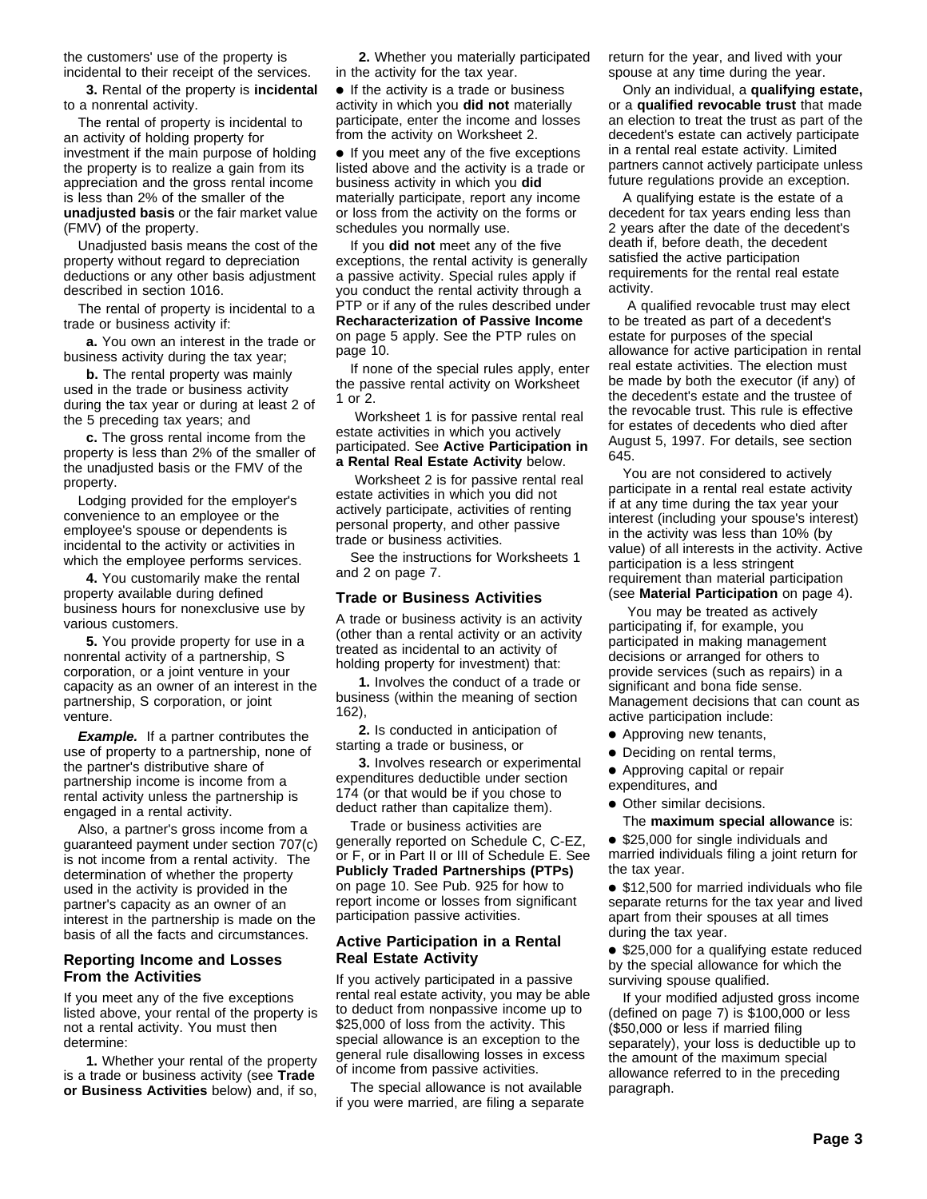the customers' use of the property is incidental to their receipt of the services.

**3.** Rental of the property is **incidental** to a nonrental activity.

The rental of property is incidental to an activity of holding property for investment if the main purpose of holding the property is to realize a gain from its appreciation and the gross rental income is less than 2% of the smaller of the **unadjusted basis** or the fair market value (FMV) of the property.

Unadjusted basis means the cost of the property without regard to depreciation deductions or any other basis adjustment described in section 1016.

The rental of property is incidental to a trade or business activity if:

**a.** You own an interest in the trade or business activity during the tax year;

**b.** The rental property was mainly used in the trade or business activity during the tax year or during at least 2 of the 5 preceding tax years; and

**c.** The gross rental income from the property is less than 2% of the smaller of the unadjusted basis or the FMV of the property.

Lodging provided for the employer's convenience to an employee or the employee's spouse or dependents is incidental to the activity or activities in which the employee performs services.

**4.** You customarily make the rental property available during defined business hours for nonexclusive use by various customers.

**5.** You provide property for use in a nonrental activity of a partnership, S corporation, or a joint venture in your capacity as an owner of an interest in the partnership, S corporation, or joint venture.

***Example.*** If a partner contributes the use of property to a partnership, none of the partner's distributive share of partnership income is income from a rental activity unless the partnership is engaged in a rental activity.

Also, a partner's gross income from a guaranteed payment under section 707(c) is not income from a rental activity. The determination of whether the property used in the activity is provided in the partner's capacity as an owner of an interest in the partnership is made on the basis of all the facts and circumstances.

### Reporting Income and Losses From the Activities

If you meet any of the five exceptions listed above, your rental of the property is not a rental activity. You must then determine:

**1.** Whether your rental of the property is a trade or business activity (see **Trade or Business Activities** below) and, if so,

**2.** Whether you materially participated in the activity for the tax year.

- If the activity is a trade or business activity in which you **did not** materially participate, enter the income and losses from the activity on Worksheet 2.
- If you meet any of the five exceptions listed above and the activity is a trade or business activity in which you **did** materially participate, report any income or loss from the activity on the forms or schedules you normally use.

If you **did not** meet any of the five exceptions, the rental activity is generally a passive activity. Special rules apply if you conduct the rental activity through a PTP or if any of the rules described under **Recharacterization of Passive Income** on page 5 apply. See the PTP rules on page 10.

If none of the special rules apply, enter the passive rental activity on Worksheet 1 or 2.

Worksheet 1 is for passive rental real estate activities in which you actively participated. See **Active Participation in a Rental Real Estate Activity** below.

Worksheet 2 is for passive rental real estate activities in which you did not actively participate, activities of renting personal property, and other passive trade or business activities.

See the instructions for Worksheets 1 and 2 on page 7.

### Trade or Business Activities

A trade or business activity is an activity (other than a rental activity or an activity treated as incidental to an activity of holding property for investment) that:

**1.** Involves the conduct of a trade or business (within the meaning of section 162),

**2.** Is conducted in anticipation of starting a trade or business, or

**3.** Involves research or experimental expenditures deductible under section 174 (or that would be if you chose to deduct rather than capitalize them).

Trade or business activities are generally reported on Schedule C, C-EZ, or F, or in Part II or III of Schedule E. See **Publicly Traded Partnerships (PTPs)** on page 10. See Pub. 925 for how to report income or losses from significant participation passive activities.

### Active Participation in a Rental Real Estate Activity

If you actively participated in a passive rental real estate activity, you may be able to deduct from nonpassive income up to $25,000 of loss from the activity. This special allowance is an exception to the general rule disallowing losses in excess of income from passive activities.

The special allowance is not available if you were married, are filing a separate return for the year, and lived with your spouse at any time during the year.

Only an individual, a **qualifying estate,** or a **qualified revocable trust** that made an election to treat the trust as part of the decedent's estate can actively participate in a rental real estate activity. Limited partners cannot actively participate unless future regulations provide an exception.

A qualifying estate is the estate of a decedent for tax years ending less than 2 years after the date of the decedent's death if, before death, the decedent satisfied the active participation requirements for the rental real estate activity.

A qualified revocable trust may elect to be treated as part of a decedent's estate for purposes of the special allowance for active participation in rental real estate activities. The election must be made by both the executor (if any) of the decedent's estate and the trustee of the revocable trust. This rule is effective for estates of decedents who died after August 5, 1997. For details, see section 645.

You are not considered to actively participate in a rental real estate activity if at any time during the tax year your interest (including your spouse's interest) in the activity was less than 10% (by value) of all interests in the activity. Active participation is a less stringent requirement than material participation (see **Material Participation** on page 4).

You may be treated as actively participating if, for example, you participated in making management decisions or arranged for others to provide services (such as repairs) in a significant and bona fide sense. Management decisions that can count as active participation include:

- Approving new tenants,
- Deciding on rental terms,
- Approving capital or repair expenditures, and
- Other similar decisions.

The **maximum special allowance** is:

- $25,000 for single individuals and married individuals filing a joint return for the tax year.
- $12,500 for married individuals who file separate returns for the tax year and lived apart from their spouses at all times during the tax year.
- $25,000 for a qualifying estate reduced by the special allowance for which the surviving spouse qualified.

If your modified adjusted gross income (defined on page 7) is $100,000 or less ($50,000 or less if married filing separately), your loss is deductible up to the amount of the maximum special allowance referred to in the preceding paragraph.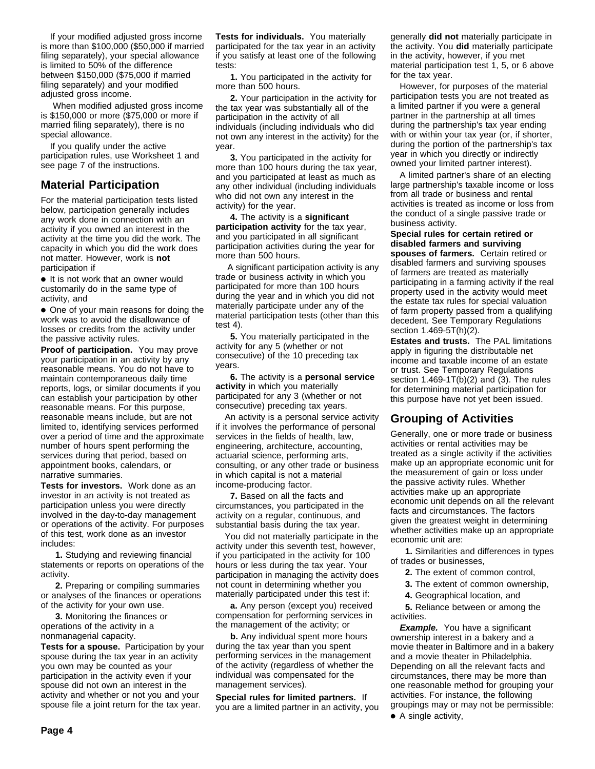If your modified adjusted gross income is more than $100,000 ($50,000 if married filing separately), your special allowance is limited to 50% of the difference between $150,000 ($75,000 if married filing separately) and your modified adjusted gross income.

When modified adjusted gross income is $150,000 or more ($75,000 or more if married filing separately), there is no special allowance.

If you qualify under the active participation rules, use Worksheet 1 and see page 7 of the instructions.

## Material Participation

For the material participation tests listed below, participation generally includes any work done in connection with an activity if you owned an interest in the activity at the time you did the work. The capacity in which you did the work does not matter. However, work is **not** participation if

- It is not work that an owner would customarily do in the same type of activity, and
- One of your main reasons for doing the work was to avoid the disallowance of losses or credits from the activity under the passive activity rules.

**Proof of participation.** You may prove your participation in an activity by any reasonable means. You do not have to maintain contemporaneous daily time reports, logs, or similar documents if you can establish your participation by other reasonable means. For this purpose, reasonable means include, but are not limited to, identifying services performed over a period of time and the approximate number of hours spent performing the services during that period, based on appointment books, calendars, or narrative summaries.

**Tests for investors.** Work done as an investor in an activity is not treated as participation unless you were directly involved in the day-to-day management or operations of the activity. For purposes of this test, work done as an investor includes:

**1.** Studying and reviewing financial statements or reports on operations of the activity.

**2.** Preparing or compiling summaries or analyses of the finances or operations of the activity for your own use.

**3.** Monitoring the finances or operations of the activity in a nonmanagerial capacity.

**Tests for a spouse.** Participation by your spouse during the tax year in an activity you own may be counted as your participation in the activity even if your spouse did not own an interest in the activity and whether or not you and your spouse file a joint return for the tax year.

**Tests for individuals.** You materially participated for the tax year in an activity if you satisfy at least one of the following tests:

**1.** You participated in the activity for more than 500 hours.

**2.** Your participation in the activity for the tax year was substantially all of the participation in the activity of all individuals (including individuals who did not own any interest in the activity) for the year.

**3.** You participated in the activity for more than 100 hours during the tax year, and you participated at least as much as any other individual (including individuals who did not own any interest in the activity) for the year.

**4.** The activity is a **significant participation activity** for the tax year, and you participated in all significant participation activities during the year for more than 500 hours.

A significant participation activity is any trade or business activity in which you participated for more than 100 hours during the year and in which you did not materially participate under any of the material participation tests (other than this test 4).

**5.** You materially participated in the activity for any 5 (whether or not consecutive) of the 10 preceding tax years.

**6.** The activity is a **personal service activity** in which you materially participated for any 3 (whether or not consecutive) preceding tax years.

An activity is a personal service activity if it involves the performance of personal services in the fields of health, law, engineering, architecture, accounting, actuarial science, performing arts, consulting, or any other trade or business in which capital is not a material income-producing factor.

**7.** Based on all the facts and circumstances, you participated in the activity on a regular, continuous, and substantial basis during the tax year.

You did not materially participate in the activity under this seventh test, however, if you participated in the activity for 100 hours or less during the tax year. Your participation in managing the activity does not count in determining whether you materially participated under this test if:

**a.** Any person (except you) received compensation for performing services in the management of the activity; or

**b.** Any individual spent more hours during the tax year than you spent performing services in the management of the activity (regardless of whether the individual was compensated for the management services).

**Special rules for limited partners.** If you are a limited partner in an activity, you generally **did not** materially participate in the activity. You **did** materially participate in the activity, however, if you met material participation test 1, 5, or 6 above for the tax year.

However, for purposes of the material participation tests you are not treated as a limited partner if you were a general partner in the partnership at all times during the partnership's tax year ending with or within your tax year (or, if shorter, during the portion of the partnership's tax year in which you directly or indirectly owned your limited partner interest).

A limited partner's share of an electing large partnership's taxable income or loss from all trade or business and rental activities is treated as income or loss from the conduct of a single passive trade or business activity.

**Special rules for certain retired or disabled farmers and surviving spouses of farmers.** Certain retired or disabled farmers and surviving spouses of farmers are treated as materially participating in a farming activity if the real property used in the activity would meet the estate tax rules for special valuation of farm property passed from a qualifying decedent. See Temporary Regulations section 1.469-5T(h)(2).

**Estates and trusts.** The PAL limitations apply in figuring the distributable net income and taxable income of an estate or trust. See Temporary Regulations section 1.469-1T(b)(2) and (3). The rules for determining material participation for this purpose have not yet been issued.

## Grouping of Activities

Generally, one or more trade or business activities or rental activities may be treated as a single activity if the activities make up an appropriate economic unit for the measurement of gain or loss under the passive activity rules. Whether activities make up an appropriate economic unit depends on all the relevant facts and circumstances. The factors given the greatest weight in determining whether activities make up an appropriate economic unit are:

**1.** Similarities and differences in types of trades or businesses,

**2.** The extent of common control,

**3.** The extent of common ownership,

**4.** Geographical location, and

**5.** Reliance between or among the activities.

***Example.*** You have a significant ownership interest in a bakery and a movie theater in Baltimore and in a bakery and a movie theater in Philadelphia. Depending on all the relevant facts and circumstances, there may be more than one reasonable method for grouping your activities. For instance, the following groupings may or may not be permissible:

- A single activity,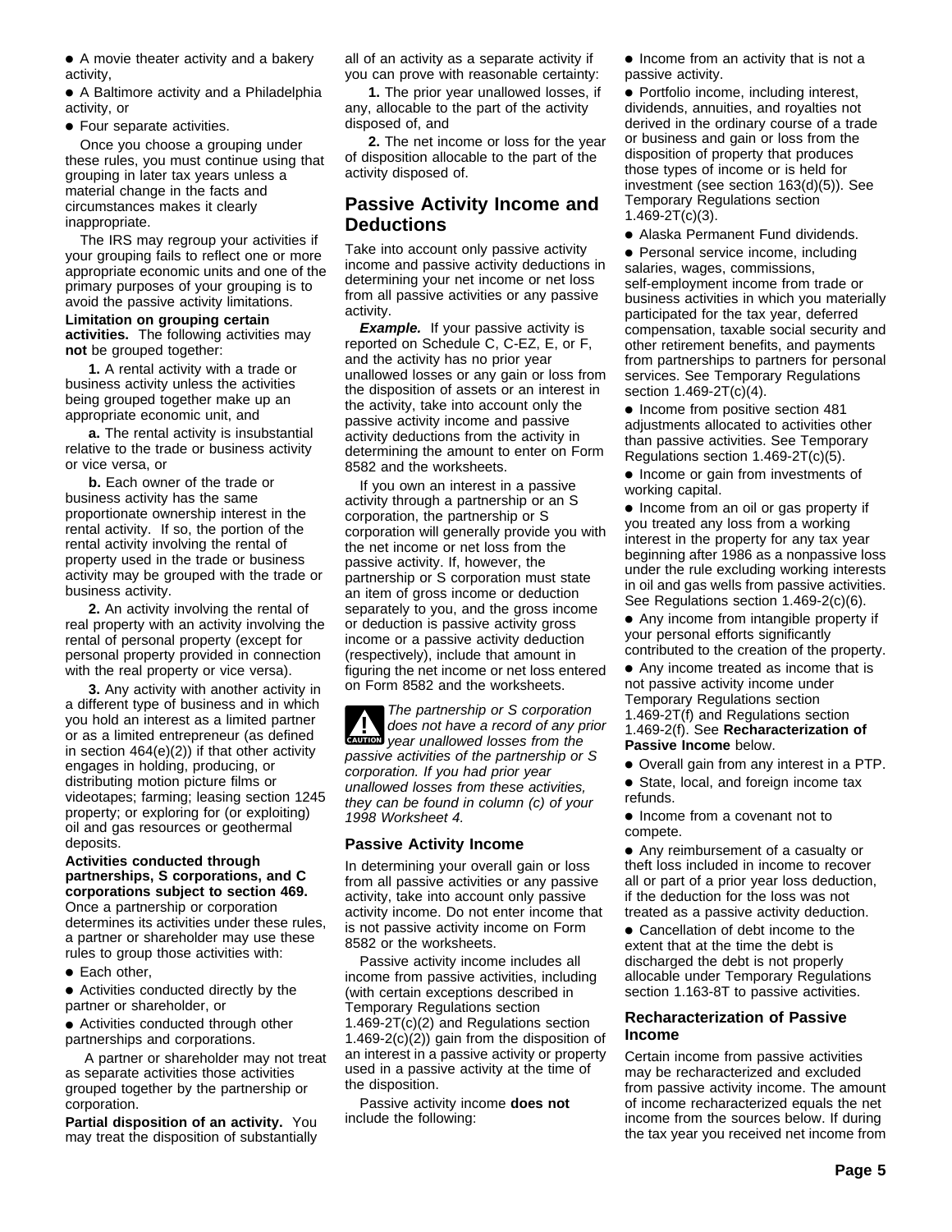- A movie theater activity and a bakery activity,
- A Baltimore activity and a Philadelphia activity, or
- Four separate activities.

Once you choose a grouping under these rules, you must continue using that grouping in later tax years unless a material change in the facts and circumstances makes it clearly inappropriate.

The IRS may regroup your activities if your grouping fails to reflect one or more appropriate economic units and one of the primary purposes of your grouping is to avoid the passive activity limitations.

**Limitation on grouping certain activities.** The following activities may **not** be grouped together:

**1.** A rental activity with a trade or business activity unless the activities being grouped together make up an appropriate economic unit, and

**a.** The rental activity is insubstantial relative to the trade or business activity or vice versa, or

**b.** Each owner of the trade or business activity has the same proportionate ownership interest in the rental activity. If so, the portion of the rental activity involving the rental of property used in the trade or business activity may be grouped with the trade or business activity.

**2.** An activity involving the rental of real property with an activity involving the rental of personal property (except for personal property provided in connection with the real property or vice versa).

**3.** Any activity with another activity in a different type of business and in which you hold an interest as a limited partner or as a limited entrepreneur (as defined in section 464(e)(2)) if that other activity engages in holding, producing, or distributing motion picture films or videotapes; farming; leasing section 1245 property; or exploring for (or exploiting) oil and gas resources or geothermal deposits.

**Activities conducted through partnerships, S corporations, and C corporations subject to section 469.** Once a partnership or corporation determines its activities under these rules, a partner or shareholder may use these rules to group those activities with:

- Each other,
- Activities conducted directly by the partner or shareholder, or
- Activities conducted through other partnerships and corporations.

A partner or shareholder may not treat as separate activities those activities grouped together by the partnership or corporation.

**Partial disposition of an activity.** You may treat the disposition of substantially all of an activity as a separate activity if you can prove with reasonable certainty:

**1.** The prior year unallowed losses, if any, allocable to the part of the activity disposed of, and

**2.** The net income or loss for the year of disposition allocable to the part of the activity disposed of.

## Passive Activity Income and Deductions

Take into account only passive activity income and passive activity deductions in determining your net income or net loss from all passive activities or any passive activity.

***Example.*** If your passive activity is reported on Schedule C, C-EZ, E, or F, and the activity has no prior year unallowed losses or any gain or loss from the disposition of assets or an interest in the activity, take into account only the passive activity income and passive activity deductions from the activity in determining the amount to enter on Form 8582 and the worksheets.

If you own an interest in a passive activity through a partnership or an S corporation, the partnership or S corporation will generally provide you with the net income or net loss from the passive activity. If, however, the partnership or S corporation must state an item of gross income or deduction separately to you, and the gross income or deduction is passive activity gross income or a passive activity deduction (respectively), include that amount in figuring the net income or net loss entered on Form 8582 and the worksheets.

**CAUTION** *The partnership or S corporation does not have a record of any prior year unallowed losses from the passive activities of the partnership or S corporation. If you had prior year unallowed losses from these activities, they can be found in column (c) of your 1998 Worksheet 4.*

### Passive Activity Income

In determining your overall gain or loss from all passive activities or any passive activity, take into account only passive activity income. Do not enter income that is not passive activity income on Form 8582 or the worksheets.

Passive activity income includes all income from passive activities, including (with certain exceptions described in Temporary Regulations section 1.469-2T(c)(2) and Regulations section 1.469-2(c)(2)) gain from the disposition of an interest in a passive activity or property used in a passive activity at the time of the disposition.

Passive activity income **does not** include the following:

- Income from an activity that is not a passive activity.
- Portfolio income, including interest, dividends, annuities, and royalties not derived in the ordinary course of a trade or business and gain or loss from the disposition of property that produces those types of income or is held for investment (see section 163(d)(5)). See Temporary Regulations section 1.469-2T(c)(3).
- Alaska Permanent Fund dividends.
- Personal service income, including salaries, wages, commissions, self-employment income from trade or business activities in which you materially participated for the tax year, deferred compensation, taxable social security and other retirement benefits, and payments from partnerships to partners for personal services. See Temporary Regulations section 1.469-2T(c)(4).
- Income from positive section 481 adjustments allocated to activities other than passive activities. See Temporary Regulations section 1.469-2T(c)(5).
- Income or gain from investments of working capital.
- Income from an oil or gas property if you treated any loss from a working interest in the property for any tax year beginning after 1986 as a nonpassive loss under the rule excluding working interests in oil and gas wells from passive activities. See Regulations section 1.469-2(c)(6).
- Any income from intangible property if your personal efforts significantly contributed to the creation of the property.
- Any income treated as income that is not passive activity income under Temporary Regulations section 1.469-2T(f) and Regulations section 1.469-2(f). See **Recharacterization of Passive Income** below.
- Overall gain from any interest in a PTP.
- State, local, and foreign income tax refunds.
- Income from a covenant not to compete.
- Any reimbursement of a casualty or theft loss included in income to recover all or part of a prior year loss deduction, if the deduction for the loss was not treated as a passive activity deduction.
- Cancellation of debt income to the extent that at the time the debt is discharged the debt is not properly allocable under Temporary Regulations section 1.163-8T to passive activities.

### Recharacterization of Passive Income

Certain income from passive activities may be recharacterized and excluded from passive activity income. The amount of income recharacterized equals the net income from the sources below. If during the tax year you received net income from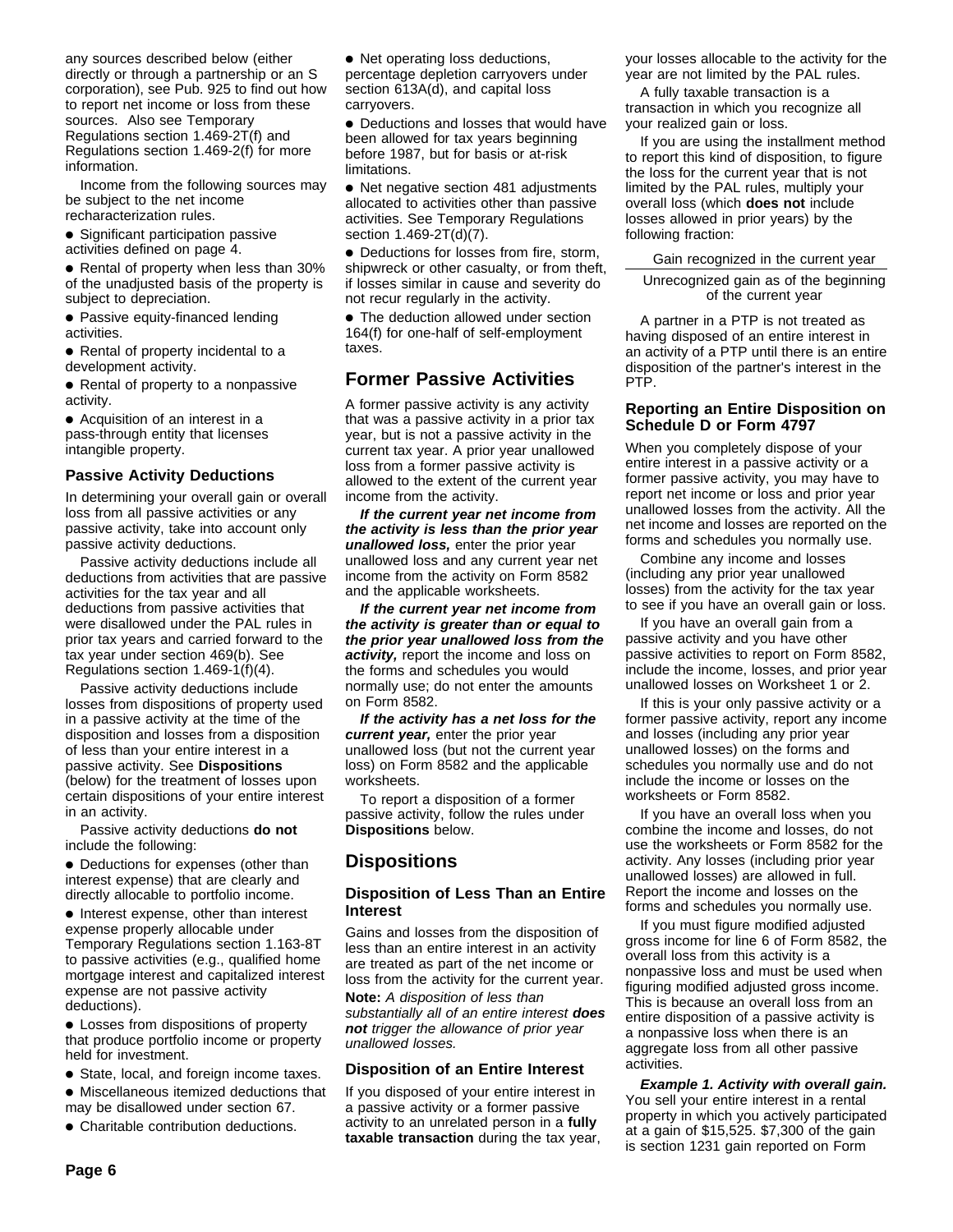any sources described below (either directly or through a partnership or an S corporation), see Pub. 925 to find out how to report net income or loss from these sources. Also see Temporary Regulations section 1.469-2T(f) and Regulations section 1.469-2(f) for more information.

Income from the following sources may be subject to the net income recharacterization rules.

- Significant participation passive activities defined on page 4.
- Rental of property when less than 30% of the unadjusted basis of the property is subject to depreciation.
- Passive equity-financed lending activities.
- Rental of property incidental to a development activity.
- Rental of property to a nonpassive activity.
- Acquisition of an interest in a pass-through entity that licenses intangible property.

### Passive Activity Deductions

In determining your overall gain or overall loss from all passive activities or any passive activity, take into account only passive activity deductions.

Passive activity deductions include all deductions from activities that are passive activities for the tax year and all deductions from passive activities that were disallowed under the PAL rules in prior tax years and carried forward to the tax year under section 469(b). See Regulations section 1.469-1(f)(4).

Passive activity deductions include losses from dispositions of property used in a passive activity at the time of the disposition and losses from a disposition of less than your entire interest in a passive activity. See **Dispositions** (below) for the treatment of losses upon certain dispositions of your entire interest in an activity.

Passive activity deductions **do not** include the following:

- Deductions for expenses (other than interest expense) that are clearly and directly allocable to portfolio income.
- Interest expense, other than interest expense properly allocable under Temporary Regulations section 1.163-8T to passive activities (e.g., qualified home mortgage interest and capitalized interest expense are not passive activity deductions).
- Losses from dispositions of property that produce portfolio income or property held for investment.
- State, local, and foreign income taxes.
- Miscellaneous itemized deductions that may be disallowed under section 67.
- Charitable contribution deductions.
- Net operating loss deductions, percentage depletion carryovers under section 613A(d), and capital loss carryovers.
- Deductions and losses that would have been allowed for tax years beginning before 1987, but for basis or at-risk limitations.
- Net negative section 481 adjustments allocated to activities other than passive activities. See Temporary Regulations section 1.469-2T(d)(7).
- Deductions for losses from fire, storm, shipwreck or other casualty, or from theft, if losses similar in cause and severity do not recur regularly in the activity.
- The deduction allowed under section 164(f) for one-half of self-employment taxes.

## Former Passive Activities

A former passive activity is any activity that was a passive activity in a prior tax year, but is not a passive activity in the current tax year. A prior year unallowed loss from a former passive activity is allowed to the extent of the current year income from the activity.

***If the current year net income from the activity is less than the prior year unallowed loss,*** enter the prior year unallowed loss and any current year net income from the activity on Form 8582 and the applicable worksheets.

***If the current year net income from the activity is greater than or equal to the prior year unallowed loss from the activity,*** report the income and loss on the forms and schedules you would normally use; do not enter the amounts on Form 8582.

***If the activity has a net loss for the current year,*** enter the prior year unallowed loss (but not the current year loss) on Form 8582 and the applicable worksheets.

To report a disposition of a former passive activity, follow the rules under **Dispositions** below.

## Dispositions

### Disposition of Less Than an Entire Interest

Gains and losses from the disposition of less than an entire interest in an activity are treated as part of the net income or loss from the activity for the current year.

**Note:** *A disposition of less than substantially all of an entire interest **does not** trigger the allowance of prior year unallowed losses.*

### Disposition of an Entire Interest

If you disposed of your entire interest in a passive activity or a former passive activity to an unrelated person in a **fully taxable transaction** during the tax year, your losses allocable to the activity for the year are not limited by the PAL rules.

A fully taxable transaction is a transaction in which you recognize all your realized gain or loss.

If you are using the installment method to report this kind of disposition, to figure the loss for the current year that is not limited by the PAL rules, multiply your overall loss (which **does not** include losses allowed in prior years) by the following fraction:

$$\frac{\text{Gain recognized in the current year}}{\text{Unrecognized gain as of the beginning of the current year}}$$

A partner in a PTP is not treated as having disposed of an entire interest in an activity of a PTP until there is an entire disposition of the partner's interest in the PTP.

### Reporting an Entire Disposition on Schedule D or Form 4797

When you completely dispose of your entire interest in a passive activity or a former passive activity, you may have to report net income or loss and prior year unallowed losses from the activity. All the net income and losses are reported on the forms and schedules you normally use.

Combine any income and losses (including any prior year unallowed losses) from the activity for the tax year to see if you have an overall gain or loss.

If you have an overall gain from a passive activity and you have other passive activities to report on Form 8582, include the income, losses, and prior year unallowed losses on Worksheet 1 or 2.

If this is your only passive activity or a former passive activity, report any income and losses (including any prior year unallowed losses) on the forms and schedules you normally use and do not include the income or losses on the worksheets or Form 8582.

If you have an overall loss when you combine the income and losses, do not use the worksheets or Form 8582 for the activity. Any losses (including prior year unallowed losses) are allowed in full. Report the income and losses on the forms and schedules you normally use.

If you must figure modified adjusted gross income for line 6 of Form 8582, the overall loss from this activity is a nonpassive loss and must be used when figuring modified adjusted gross income. This is because an overall loss from an entire disposition of a passive activity is a nonpassive loss when there is an aggregate loss from all other passive activities.

***Example 1. Activity with overall gain.*** You sell your entire interest in a rental property in which you actively participated at a gain of $15,525. $7,300 of the gain is section 1231 gain reported on Form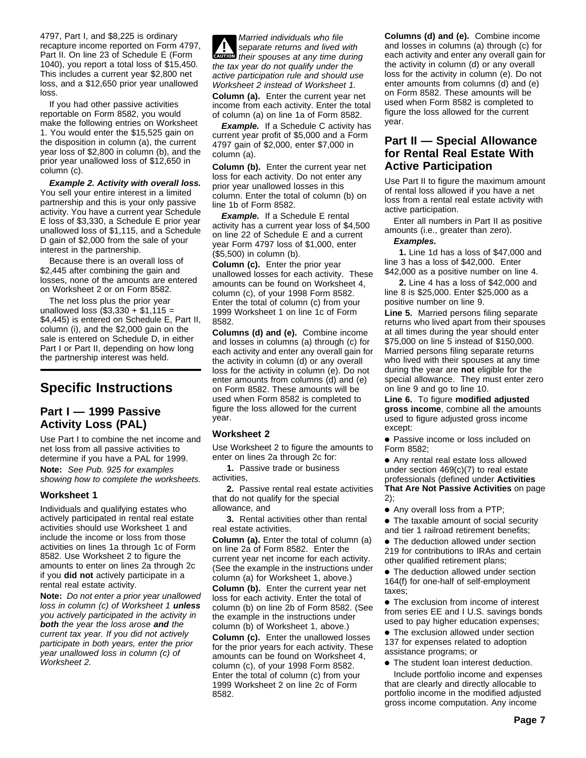4797, Part I, and $8,225 is ordinary recapture income reported on Form 4797, Part II. On line 23 of Schedule E (Form 1040), you report a total loss of $15,450. This includes a current year $2,800 net loss, and a $12,650 prior year unallowed loss.

If you had other passive activities reportable on Form 8582, you would make the following entries on Worksheet 1. You would enter the $15,525 gain on the disposition in column (a), the current year loss of $2,800 in column (b), and the prior year unallowed loss of $12,650 in column (c).

***Example 2. Activity with overall loss.*** You sell your entire interest in a limited partnership and this is your only passive activity. You have a current year Schedule E loss of $3,330, a Schedule E prior year unallowed loss of $1,115, and a Schedule D gain of $2,000 from the sale of your interest in the partnership.

Because there is an overall loss of $2,445 after combining the gain and losses, none of the amounts are entered on Worksheet 2 or on Form 8582.

The net loss plus the prior year unallowed loss ($3,330 + $1,115 = $4,445) is entered on Schedule E, Part II, column (i), and the $2,000 gain on the sale is entered on Schedule D, in either Part I or Part II, depending on how long the partnership interest was held.

# Specific Instructions

## Part I — 1999 Passive Activity Loss (PAL)

Use Part I to combine the net income and net loss from all passive activities to determine if you have a PAL for 1999.

**Note:** *See Pub. 925 for examples showing how to complete the worksheets.*

### Worksheet 1

Individuals and qualifying estates who actively participated in rental real estate activities should use Worksheet 1 and include the income or loss from those activities on lines 1a through 1c of Form 8582. Use Worksheet 2 to figure the amounts to enter on lines 2a through 2c if you **did not** actively participate in a rental real estate activity.

**Note:** *Do not enter a prior year unallowed loss in column (c) of Worksheet 1* ***unless*** *you actively participated in the activity in* ***both*** *the year the loss arose* ***and*** *the current tax year. If you did not actively participate in both years, enter the prior year unallowed loss in column (c) of Worksheet 2.*

**CAUTION:** *Married individuals who file separate returns and lived with their spouses at any time during the tax year do not qualify under the active participation rule and should use Worksheet 2 instead of Worksheet 1.*

**Column (a).** Enter the current year net income from each activity. Enter the total of column (a) on line 1a of Form 8582.

***Example.*** If a Schedule C activity has current year profit of $5,000 and a Form 4797 gain of $2,000, enter $7,000 in column (a).

**Column (b).** Enter the current year net loss for each activity. Do not enter any prior year unallowed losses in this column. Enter the total of column (b) on line 1b of Form 8582.

***Example.*** If a Schedule E rental activity has a current year loss of $4,500 on line 22 of Schedule E and a current year Form 4797 loss of $1,000, enter ($5,500) in column (b).

**Column (c).** Enter the prior year unallowed losses for each activity. These amounts can be found on Worksheet 4, column (c), of your 1998 Form 8582. Enter the total of column (c) from your 1999 Worksheet 1 on line 1c of Form 8582.

**Columns (d) and (e).** Combine income and losses in columns (a) through (c) for each activity and enter any overall gain for the activity in column (d) or any overall loss for the activity in column (e). Do not enter amounts from columns (d) and (e) on Form 8582. These amounts will be used when Form 8582 is completed to figure the loss allowed for the current year.

### Worksheet 2

Use Worksheet 2 to figure the amounts to enter on lines 2a through 2c for:

**1.** Passive trade or business activities,

**2.** Passive rental real estate activities that do not qualify for the special allowance, and

**3.** Rental activities other than rental real estate activities.

**Column (a).** Enter the total of column (a) on line 2a of Form 8582. Enter the current year net income for each activity. (See the example in the instructions under column (a) for Worksheet 1, above.)

**Column (b).** Enter the current year net loss for each activity. Enter the total of column (b) on line 2b of Form 8582. (See the example in the instructions under column (b) of Worksheet 1, above.)

**Column (c).** Enter the unallowed losses for the prior years for each activity. These amounts can be found on Worksheet 4, column (c), of your 1998 Form 8582. Enter the total of column (c) from your 1999 Worksheet 2 on line 2c of Form 8582.

**Columns (d) and (e).** Combine income and losses in columns (a) through (c) for each activity and enter any overall gain for the activity in column (d) or any overall loss for the activity in column (e). Do not enter amounts from columns (d) and (e) on Form 8582. These amounts will be used when Form 8582 is completed to figure the loss allowed for the current year.

## Part II — Special Allowance for Rental Real Estate With Active Participation

Use Part II to figure the maximum amount of rental loss allowed if you have a net loss from a rental real estate activity with active participation.

Enter all numbers in Part II as positive amounts (i.e., greater than zero).

***Examples.***

**1.** Line 1d has a loss of $47,000 and line 3 has a loss of $42,000. Enter $42,000 as a positive number on line 4.

**2.** Line 4 has a loss of $42,000 and line 8 is $25,000. Enter $25,000 as a positive number on line 9.

**Line 5.** Married persons filing separate returns who lived apart from their spouses at all times during the year should enter $75,000 on line 5 instead of $150,000. Married persons filing separate returns who lived with their spouses at any time during the year are **not** eligible for the special allowance. They must enter zero on line 9 and go to line 10.

**Line 6.** To figure **modified adjusted gross income**, combine all the amounts used to figure adjusted gross income except:

- Passive income or loss included on Form 8582;
- Any rental real estate loss allowed under section 469(c)(7) to real estate professionals (defined under **Activities That Are Not Passive Activities** on page 2);
- Any overall loss from a PTP;
- The taxable amount of social security and tier 1 railroad retirement benefits;
- The deduction allowed under section 219 for contributions to IRAs and certain other qualified retirement plans;
- The deduction allowed under section 164(f) for one-half of self-employment taxes;
- The exclusion from income of interest from series EE and I U.S. savings bonds used to pay higher education expenses;
- The exclusion allowed under section 137 for expenses related to adoption assistance programs; or
- The student loan interest deduction.

Include portfolio income and expenses that are clearly and directly allocable to portfolio income in the modified adjusted gross income computation. Any income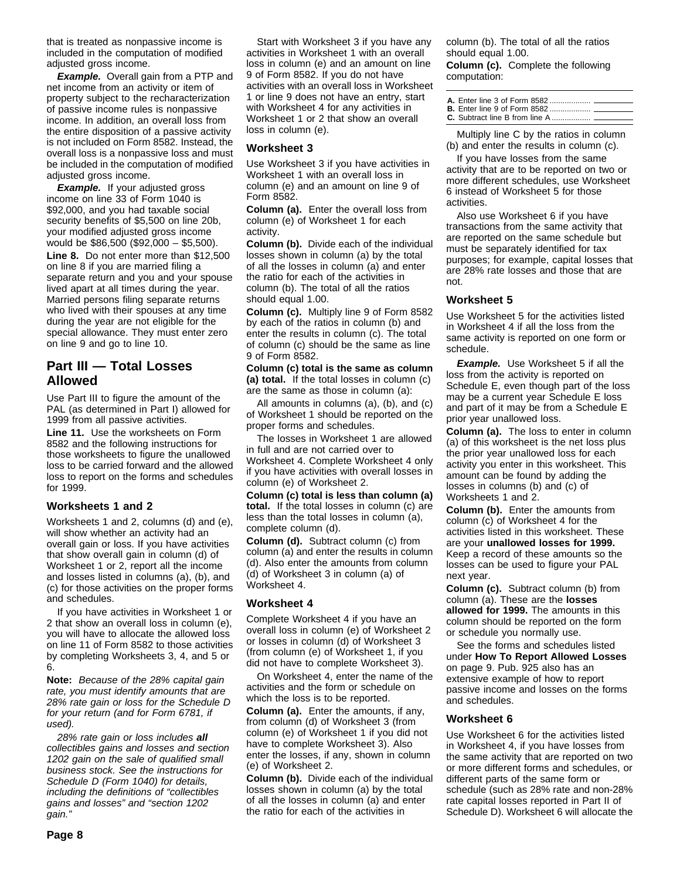that is treated as nonpassive income is included in the computation of modified adjusted gross income.

***Example.*** Overall gain from a PTP and net income from an activity or item of property subject to the recharacterization of passive income rules is nonpassive income. In addition, an overall loss from the entire disposition of a passive activity is not included on Form 8582. Instead, the overall loss is a nonpassive loss and must be included in the computation of modified adjusted gross income.

***Example.*** If your adjusted gross income on line 33 of Form 1040 is $92,000, and you had taxable social security benefits of $5,500 on line 20b, your modified adjusted gross income would be $86,500 ($92,000 – $5,500).

**Line 8.** Do not enter more than $12,500 on line 8 if you are married filing a separate return and you and your spouse lived apart at all times during the year. Married persons filing separate returns who lived with their spouses at any time during the year are not eligible for the special allowance. They must enter zero on line 9 and go to line 10.

## Part III — Total Losses Allowed

Use Part III to figure the amount of the PAL (as determined in Part I) allowed for 1999 from all passive activities.

**Line 11.** Use the worksheets on Form 8582 and the following instructions for those worksheets to figure the unallowed loss to be carried forward and the allowed loss to report on the forms and schedules for 1999.

### Worksheets 1 and 2

Worksheets 1 and 2, columns (d) and (e), will show whether an activity had an overall gain or loss. If you have activities that show overall gain in column (d) of Worksheet 1 or 2, report all the income and losses listed in columns (a), (b), and (c) for those activities on the proper forms and schedules.

If you have activities in Worksheet 1 or 2 that show an overall loss in column (e), you will have to allocate the allowed loss on line 11 of Form 8582 to those activities by completing Worksheets 3, 4, and 5 or 6.

**Note:** *Because of the 28% capital gain rate, you must identify amounts that are 28% rate gain or loss for the Schedule D for your return (and for Form 6781, if used).*

*28% rate gain or loss includes **all** collectibles gains and losses and section 1202 gain on the sale of qualified small business stock. See the instructions for Schedule D (Form 1040) for details, including the definitions of "collectibles gains and losses" and "section 1202 gain."*

Start with Worksheet 3 if you have any activities in Worksheet 1 with an overall loss in column (e) and an amount on line 9 of Form 8582. If you do not have activities with an overall loss in Worksheet 1 or line 9 does not have an entry, start with Worksheet 4 for any activities in Worksheet 1 or 2 that show an overall loss in column (e).

### Worksheet 3

Use Worksheet 3 if you have activities in Worksheet 1 with an overall loss in column (e) and an amount on line 9 of Form 8582.

**Column (a).** Enter the overall loss from column (e) of Worksheet 1 for each activity.

**Column (b).** Divide each of the individual losses shown in column (a) by the total of all the losses in column (a) and enter the ratio for each of the activities in column (b). The total of all the ratios should equal 1.00.

**Column (c).** Multiply line 9 of Form 8582 by each of the ratios in column (b) and enter the results in column (c). The total of column (c) should be the same as line 9 of Form 8582.

**Column (c) total is the same as column (a) total.** If the total losses in column (c) are the same as those in column (a):

All amounts in columns (a), (b), and (c) of Worksheet 1 should be reported on the proper forms and schedules.

The losses in Worksheet 1 are allowed in full and are not carried over to Worksheet 4. Complete Worksheet 4 only if you have activities with overall losses in column (e) of Worksheet 2.

**Column (c) total is less than column (a) total.** If the total losses in column (c) are less than the total losses in column (a), complete column (d).

**Column (d).** Subtract column (c) from column (a) and enter the results in column (d). Also enter the amounts from column (d) of Worksheet 3 in column (a) of Worksheet 4.

### Worksheet 4

Complete Worksheet 4 if you have an overall loss in column (e) of Worksheet 2 or losses in column (d) of Worksheet 3 (from column (e) of Worksheet 1, if you did not have to complete Worksheet 3).

On Worksheet 4, enter the name of the activities and the form or schedule on which the loss is to be reported.

**Column (a).** Enter the amounts, if any, from column (d) of Worksheet 3 (from column (e) of Worksheet 1 if you did not have to complete Worksheet 3). Also enter the losses, if any, shown in column (e) of Worksheet 2.

**Column (b).** Divide each of the individual losses shown in column (a) by the total of all the losses in column (a) and enter the ratio for each of the activities in column (b). The total of all the ratios should equal 1.00.

**Column (c).** Complete the following computation:

| | |
|---|---|
| **A.** Enter line 3 of Form 8582 .................. | |
| **B.** Enter line 9 of Form 8582 .................. | |
| **C.** Subtract line B from line A ................. | |

Multiply line C by the ratios in column (b) and enter the results in column (c).

If you have losses from the same activity that are to be reported on two or more different schedules, use Worksheet 6 instead of Worksheet 5 for those activities.

Also use Worksheet 6 if you have transactions from the same activity that are reported on the same schedule but must be separately identified for tax purposes; for example, capital losses that are 28% rate losses and those that are not.

### Worksheet 5

Use Worksheet 5 for the activities listed in Worksheet 4 if all the loss from the same activity is reported on one form or schedule.

***Example.*** Use Worksheet 5 if all the loss from the activity is reported on Schedule E, even though part of the loss may be a current year Schedule E loss and part of it may be from a Schedule E prior year unallowed loss.

**Column (a).** The loss to enter in column (a) of this worksheet is the net loss plus the prior year unallowed loss for each activity you enter in this worksheet. This amount can be found by adding the losses in columns (b) and (c) of Worksheets 1 and 2.

**Column (b).** Enter the amounts from column (c) of Worksheet 4 for the activities listed in this worksheet. These are your **unallowed losses for 1999.** Keep a record of these amounts so the losses can be used to figure your PAL next year.

**Column (c).** Subtract column (b) from column (a). These are the **losses allowed for 1999.** The amounts in this column should be reported on the form or schedule you normally use.

See the forms and schedules listed under **How To Report Allowed Losses** on page 9. Pub. 925 also has an extensive example of how to report passive income and losses on the forms and schedules.

### Worksheet 6

Use Worksheet 6 for the activities listed in Worksheet 4, if you have losses from the same activity that are reported on two or more different forms and schedules, or different parts of the same form or schedule (such as 28% rate and non-28% rate capital losses reported in Part II of Schedule D). Worksheet 6 will allocate the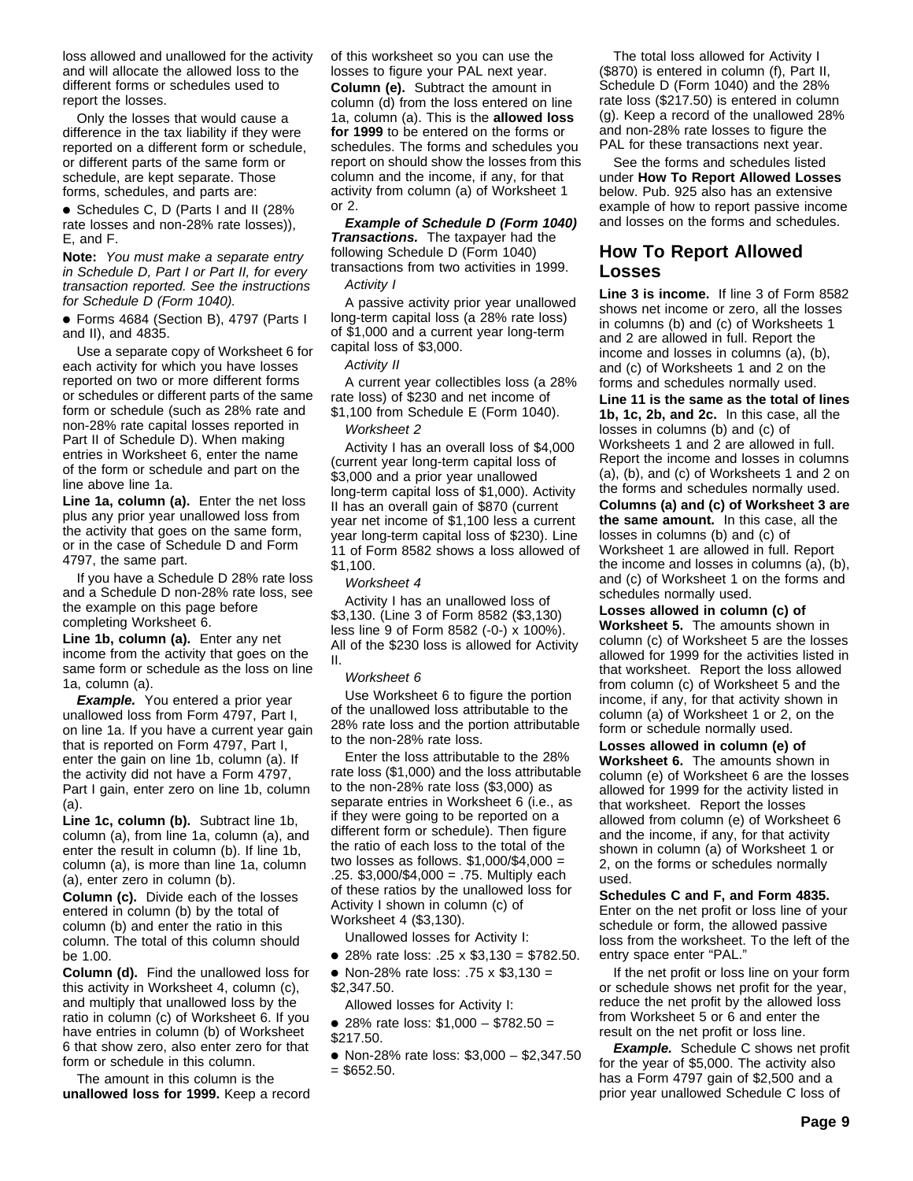loss allowed and unallowed for the activity and will allocate the allowed loss to the different forms or schedules used to report the losses.

Only the losses that would cause a difference in the tax liability if they were reported on a different form or schedule, or different parts of the same form or schedule, are kept separate. Those forms, schedules, and parts are:

- Schedules C, D (Parts I and II (28% rate losses and non-28% rate losses)), E, and F.

**Note:** *You must make a separate entry in Schedule D, Part I or Part II, for every transaction reported. See the instructions for Schedule D (Form 1040).*

- Forms 4684 (Section B), 4797 (Parts I and II), and 4835.

Use a separate copy of Worksheet 6 for each activity for which you have losses reported on two or more different forms or schedules or different parts of the same form or schedule (such as 28% rate and non-28% rate capital losses reported in Part II of Schedule D). When making entries in Worksheet 6, enter the name of the form or schedule and part on the line above line 1a.

**Line 1a, column (a).** Enter the net loss plus any prior year unallowed loss from the activity that goes on the same form, or in the case of Schedule D and Form 4797, the same part.

If you have a Schedule D 28% rate loss and a Schedule D non-28% rate loss, see the example on this page before completing Worksheet 6.

**Line 1b, column (a).** Enter any net income from the activity that goes on the same form or schedule as the loss on line 1a, column (a).

***Example.*** You entered a prior year unallowed loss from Form 4797, Part I, on line 1a. If you have a current year gain that is reported on Form 4797, Part I, enter the gain on line 1b, column (a). If the activity did not have a Form 4797, Part I gain, enter zero on line 1b, column (a).

**Line 1c, column (b).** Subtract line 1b, column (a), from line 1a, column (a), and enter the result in column (b). If line 1b, column (a), is more than line 1a, column (a), enter zero in column (b).

**Column (c).** Divide each of the losses entered in column (b) by the total of column (b) and enter the ratio in this column. The total of this column should be 1.00.

**Column (d).** Find the unallowed loss for this activity in Worksheet 4, column (c), and multiply that unallowed loss by the ratio in column (c) of Worksheet 6. If you have entries in column (b) of Worksheet 6 that show zero, also enter zero for that form or schedule in this column.

The amount in this column is the **unallowed loss for 1999.** Keep a record of this worksheet so you can use the losses to figure your PAL next year.

**Column (e).** Subtract the amount in column (d) from the loss entered on line 1a, column (a). This is the **allowed loss for 1999** to be entered on the forms or schedules. The forms and schedules you report on should show the losses from this column and the income, if any, for that activity from column (a) of Worksheet 1 or 2.

***Example of Schedule D (Form 1040) Transactions.*** The taxpayer had the following Schedule D (Form 1040) transactions from two activities in 1999.

*Activity I*

A passive activity prior year unallowed long-term capital loss (a 28% rate loss) of $1,000 and a current year long-term capital loss of $3,000.

*Activity II*

A current year collectibles loss (a 28% rate loss) of $230 and net income of $1,100 from Schedule E (Form 1040).

*Worksheet 2*

Activity I has an overall loss of $4,000 (current year long-term capital loss of $3,000 and a prior year unallowed long-term capital loss of $1,000). Activity II has an overall gain of $870 (current year net income of $1,100 less a current year long-term capital loss of $230). Line 11 of Form 8582 shows a loss allowed of $1,100.

*Worksheet 4*

Activity I has an unallowed loss of $3,130. (Line 3 of Form 8582 ($3,130) less line 9 of Form 8582 (-0-) x 100%). All of the $230 loss is allowed for Activity II.

*Worksheet 6*

Use Worksheet 6 to figure the portion of the unallowed loss attributable to the 28% rate loss and the portion attributable to the non-28% rate loss.

Enter the loss attributable to the 28% rate loss ($1,000) and the loss attributable to the non-28% rate loss ($3,000) as separate entries in Worksheet 6 (i.e., as if they were going to be reported on a different form or schedule). Then figure the ratio of each loss to the total of the two losses as follows. $1,000/$4,000 = .25. $3,000/$4,000 = .75. Multiply each of these ratios by the unallowed loss for Activity I shown in column (c) of Worksheet 4 ($3,130).

Unallowed losses for Activity I:

- 28% rate loss: .25 x $3,130 = $782.50.
- Non-28% rate loss: .75 x $3,130 = $2,347.50.

Allowed losses for Activity I:

- 28% rate loss: $1,000 – $782.50 = $217.50.
- Non-28% rate loss: $3,000 – $2,347.50 = $652.50.

The total loss allowed for Activity I ($870) is entered in column (f), Part II, Schedule D (Form 1040) and the 28% rate loss ($217.50) is entered in column (g). Keep a record of the unallowed 28% and non-28% rate losses to figure the PAL for these transactions next year.

See the forms and schedules listed under **How To Report Allowed Losses** below. Pub. 925 also has an extensive example of how to report passive income and losses on the forms and schedules.

## How To Report Allowed Losses

**Line 3 is income.** If line 3 of Form 8582 shows net income or zero, all the losses in columns (b) and (c) of Worksheets 1 and 2 are allowed in full. Report the income and losses in columns (a), (b), and (c) of Worksheets 1 and 2 on the forms and schedules normally used.

**Line 11 is the same as the total of lines 1b, 1c, 2b, and 2c.** In this case, all the losses in columns (b) and (c) of Worksheets 1 and 2 are allowed in full. Report the income and losses in columns (a), (b), and (c) of Worksheets 1 and 2 on the forms and schedules normally used.

**Columns (a) and (c) of Worksheet 3 are the same amount.** In this case, all the losses in columns (b) and (c) of Worksheet 1 are allowed in full. Report the income and losses in columns (a), (b), and (c) of Worksheet 1 on the forms and schedules normally used.

**Losses allowed in column (c) of Worksheet 5.** The amounts shown in column (c) of Worksheet 5 are the losses allowed for 1999 for the activities listed in that worksheet. Report the loss allowed from column (c) of Worksheet 5 and the income, if any, for that activity shown in column (a) of Worksheet 1 or 2, on the form or schedule normally used.

**Losses allowed in column (e) of Worksheet 6.** The amounts shown in column (e) of Worksheet 6 are the losses allowed for 1999 for the activity listed in that worksheet. Report the losses allowed from column (e) of Worksheet 6 and the income, if any, for that activity shown in column (a) of Worksheet 1 or 2, on the forms or schedules normally used.

**Schedules C and F, and Form 4835.** Enter on the net profit or loss line of your schedule or form, the allowed passive loss from the worksheet. To the left of the entry space enter "PAL."

If the net profit or loss line on your form or schedule shows net profit for the year, reduce the net profit by the allowed loss from Worksheet 5 or 6 and enter the result on the net profit or loss line.

***Example.*** Schedule C shows net profit for the year of $5,000. The activity also has a Form 4797 gain of $2,500 and a prior year unallowed Schedule C loss of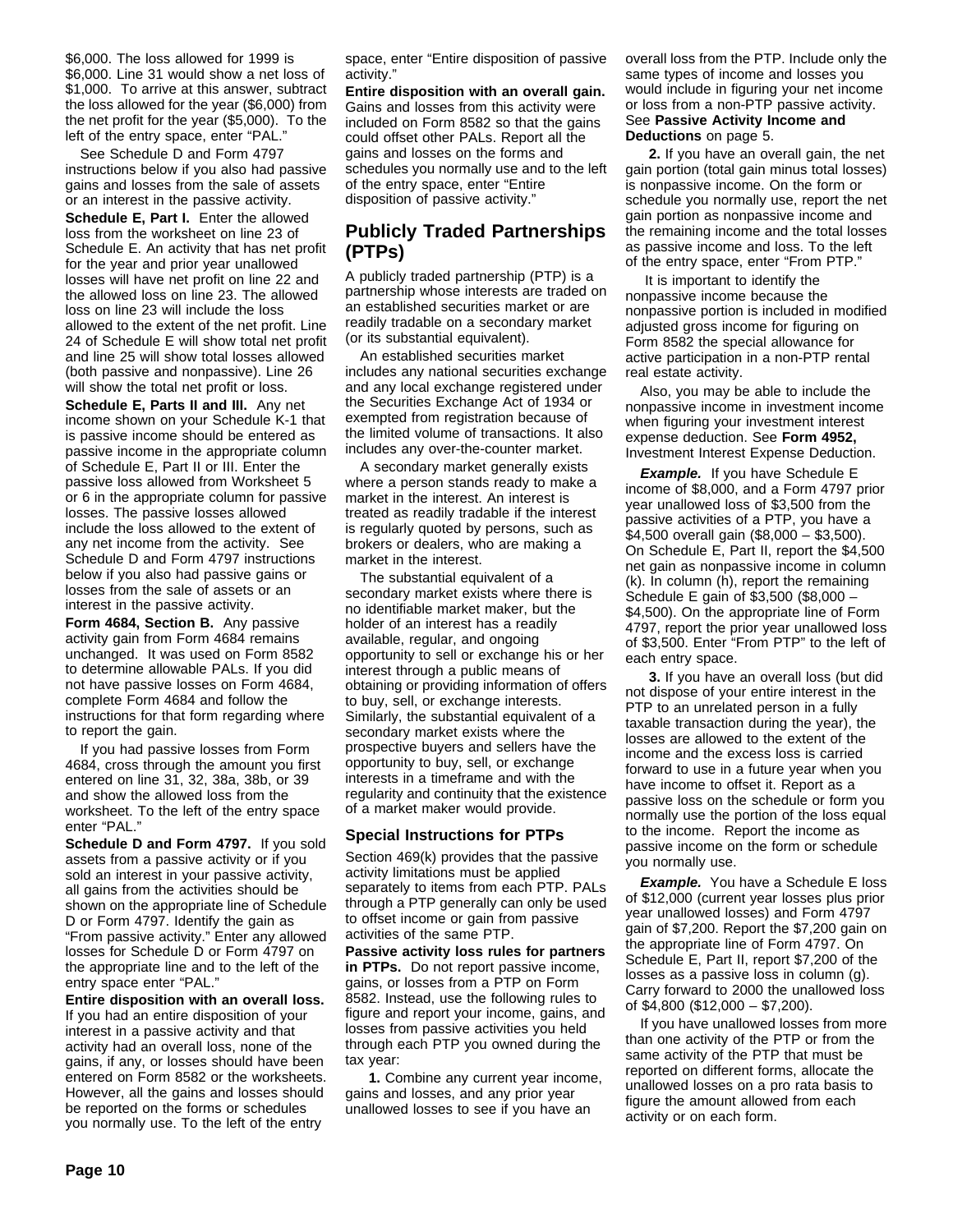$6,000. The loss allowed for 1999 is $6,000. Line 31 would show a net loss of $1,000. To arrive at this answer, subtract the loss allowed for the year ($6,000) from the net profit for the year ($5,000). To the left of the entry space, enter "PAL."

See Schedule D and Form 4797 instructions below if you also had passive gains and losses from the sale of assets or an interest in the passive activity.

**Schedule E, Part I.** Enter the allowed loss from the worksheet on line 23 of Schedule E. An activity that has net profit for the year and prior year unallowed losses will have net profit on line 22 and the allowed loss on line 23. The allowed loss on line 23 will include the loss allowed to the extent of the net profit. Line 24 of Schedule E will show total net profit and line 25 will show total losses allowed (both passive and nonpassive). Line 26 will show the total net profit or loss.

**Schedule E, Parts II and III.** Any net income shown on your Schedule K-1 that is passive income should be entered as passive income in the appropriate column of Schedule E, Part II or III. Enter the passive loss allowed from Worksheet 5 or 6 in the appropriate column for passive losses. The passive losses allowed include the loss allowed to the extent of any net income from the activity. See Schedule D and Form 4797 instructions below if you also had passive gains or losses from the sale of assets or an interest in the passive activity.

**Form 4684, Section B.** Any passive activity gain from Form 4684 remains unchanged. It was used on Form 8582 to determine allowable PALs. If you did not have passive losses on Form 4684, complete Form 4684 and follow the instructions for that form regarding where to report the gain.

If you had passive losses from Form 4684, cross through the amount you first entered on line 31, 32, 38a, 38b, or 39 and show the allowed loss from the worksheet. To the left of the entry space enter "PAL."

**Schedule D and Form 4797.** If you sold assets from a passive activity or if you sold an interest in your passive activity, all gains from the activities should be shown on the appropriate line of Schedule D or Form 4797. Identify the gain as "From passive activity." Enter any allowed losses for Schedule D or Form 4797 on the appropriate line and to the left of the entry space enter "PAL."

**Entire disposition with an overall loss.** If you had an entire disposition of your interest in a passive activity and that activity had an overall loss, none of the gains, if any, or losses should have been entered on Form 8582 or the worksheets. However, all the gains and losses should be reported on the forms or schedules you normally use. To the left of the entry space, enter "Entire disposition of passive activity."

**Entire disposition with an overall gain.** Gains and losses from this activity were included on Form 8582 so that the gains could offset other PALs. Report all the gains and losses on the forms and schedules you normally use and to the left of the entry space, enter "Entire disposition of passive activity."

## Publicly Traded Partnerships (PTPs)

A publicly traded partnership (PTP) is a partnership whose interests are traded on an established securities market or are readily tradable on a secondary market (or its substantial equivalent).

An established securities market includes any national securities exchange and any local exchange registered under the Securities Exchange Act of 1934 or exempted from registration because of the limited volume of transactions. It also includes any over-the-counter market.

A secondary market generally exists where a person stands ready to make a market in the interest. An interest is treated as readily tradable if the interest is regularly quoted by persons, such as brokers or dealers, who are making a market in the interest.

The substantial equivalent of a secondary market exists where there is no identifiable market maker, but the holder of an interest has a readily available, regular, and ongoing opportunity to sell or exchange his or her interest through a public means of obtaining or providing information of offers to buy, sell, or exchange interests. Similarly, the substantial equivalent of a secondary market exists where the prospective buyers and sellers have the opportunity to buy, sell, or exchange interests in a timeframe and with the regularity and continuity that the existence of a market maker would provide.

### Special Instructions for PTPs

Section 469(k) provides that the passive activity limitations must be applied separately to items from each PTP. PALs through a PTP generally can only be used to offset income or gain from passive activities of the same PTP.

**Passive activity loss rules for partners in PTPs.** Do not report passive income, gains, or losses from a PTP on Form 8582. Instead, use the following rules to figure and report your income, gains, and losses from passive activities you held through each PTP you owned during the tax year:

**1.** Combine any current year income, gains and losses, and any prior year unallowed losses to see if you have an overall loss from the PTP. Include only the same types of income and losses you would include in figuring your net income or loss from a non-PTP passive activity. See **Passive Activity Income and Deductions** on page 5.

**2.** If you have an overall gain, the net gain portion (total gain minus total losses) is nonpassive income. On the form or schedule you normally use, report the net gain portion as nonpassive income and the remaining income and the total losses as passive income and loss. To the left of the entry space, enter "From PTP."

It is important to identify the nonpassive income because the nonpassive portion is included in modified adjusted gross income for figuring on Form 8582 the special allowance for active participation in a non-PTP rental real estate activity.

Also, you may be able to include the nonpassive income in investment income when figuring your investment interest expense deduction. See **Form 4952,** Investment Interest Expense Deduction.

***Example.*** If you have Schedule E income of $8,000, and a Form 4797 prior year unallowed loss of $3,500 from the passive activities of a PTP, you have a $4,500 overall gain ($8,000 – $3,500). On Schedule E, Part II, report the $4,500 net gain as nonpassive income in column (k). In column (h), report the remaining Schedule E gain of $3,500 ($8,000 – $4,500). On the appropriate line of Form 4797, report the prior year unallowed loss of $3,500. Enter "From PTP" to the left of each entry space.

**3.** If you have an overall loss (but did not dispose of your entire interest in the PTP to an unrelated person in a fully taxable transaction during the year), the losses are allowed to the extent of the income and the excess loss is carried forward to use in a future year when you have income to offset it. Report as a passive loss on the schedule or form you normally use the portion of the loss equal to the income. Report the income as passive income on the form or schedule you normally use.

***Example.*** You have a Schedule E loss of $12,000 (current year losses plus prior year unallowed losses) and Form 4797 gain of $7,200. Report the $7,200 gain on the appropriate line of Form 4797. On Schedule E, Part II, report $7,200 of the losses as a passive loss in column (g). Carry forward to 2000 the unallowed loss of $4,800 ($12,000 – $7,200).

If you have unallowed losses from more than one activity of the PTP or from the same activity of the PTP that must be reported on different forms, allocate the unallowed losses on a pro rata basis to figure the amount allowed from each activity or on each form.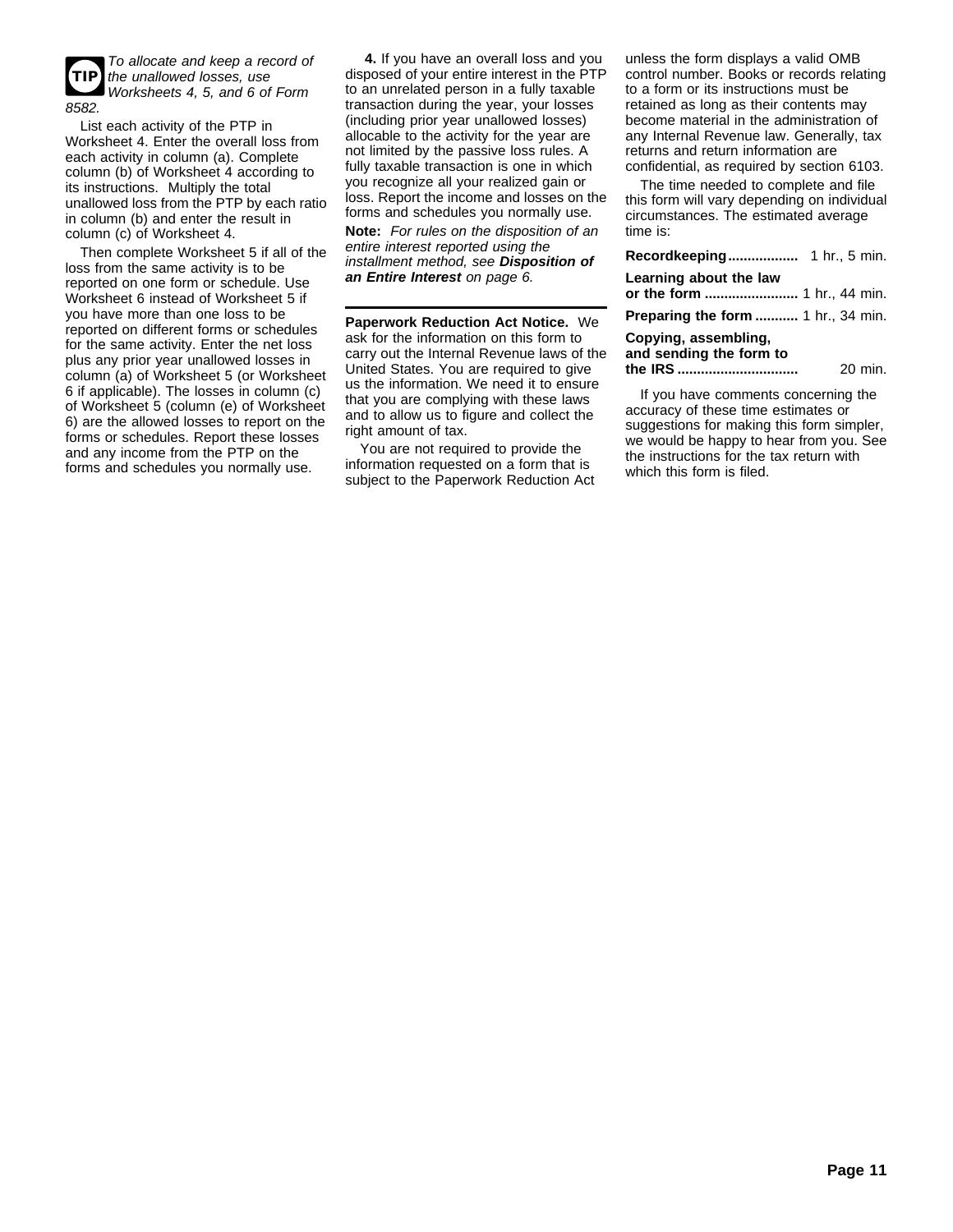**TIP** *To allocate and keep a record of the unallowed losses, use Worksheets 4, 5, and 6 of Form 8582.*

List each activity of the PTP in Worksheet 4. Enter the overall loss from each activity in column (a). Complete column (b) of Worksheet 4 according to its instructions. Multiply the total unallowed loss from the PTP by each ratio in column (b) and enter the result in column (c) of Worksheet 4.

Then complete Worksheet 5 if all of the loss from the same activity is to be reported on one form or schedule. Use Worksheet 6 instead of Worksheet 5 if you have more than one loss to be reported on different forms or schedules for the same activity. Enter the net loss plus any prior year unallowed losses in column (a) of Worksheet 5 (or Worksheet 6 if applicable). The losses in column (c) of Worksheet 5 (column (e) of Worksheet 6) are the allowed losses to report on the forms or schedules. Report these losses and any income from the PTP on the forms and schedules you normally use.

**4.** If you have an overall loss and you disposed of your entire interest in the PTP to an unrelated person in a fully taxable transaction during the year, your losses (including prior year unallowed losses) allocable to the activity for the year are not limited by the passive loss rules. A fully taxable transaction is one in which you recognize all your realized gain or loss. Report the income and losses on the forms and schedules you normally use.

**Note:** *For rules on the disposition of an entire interest reported using the installment method, see* ***Disposition of an Entire Interest*** *on page 6.*

**Paperwork Reduction Act Notice.** We ask for the information on this form to carry out the Internal Revenue laws of the United States. You are required to give us the information. We need it to ensure that you are complying with these laws and to allow us to figure and collect the right amount of tax.

You are not required to provide the information requested on a form that is subject to the Paperwork Reduction Act unless the form displays a valid OMB control number. Books or records relating to a form or its instructions must be retained as long as their contents may become material in the administration of any Internal Revenue law. Generally, tax returns and return information are confidential, as required by section 6103.

The time needed to complete and file this form will vary depending on individual circumstances. The estimated average time is:

| | |
|---|---|
| **Recordkeeping** | 1 hr., 5 min. |
| **Learning about the law or the form** | 1 hr., 44 min. |
| **Preparing the form** | 1 hr., 34 min. |
| **Copying, assembling, and sending the form to the IRS** | 20 min. |

If you have comments concerning the accuracy of these time estimates or suggestions for making this form simpler, we would be happy to hear from you. See the instructions for the tax return with which this form is filed.